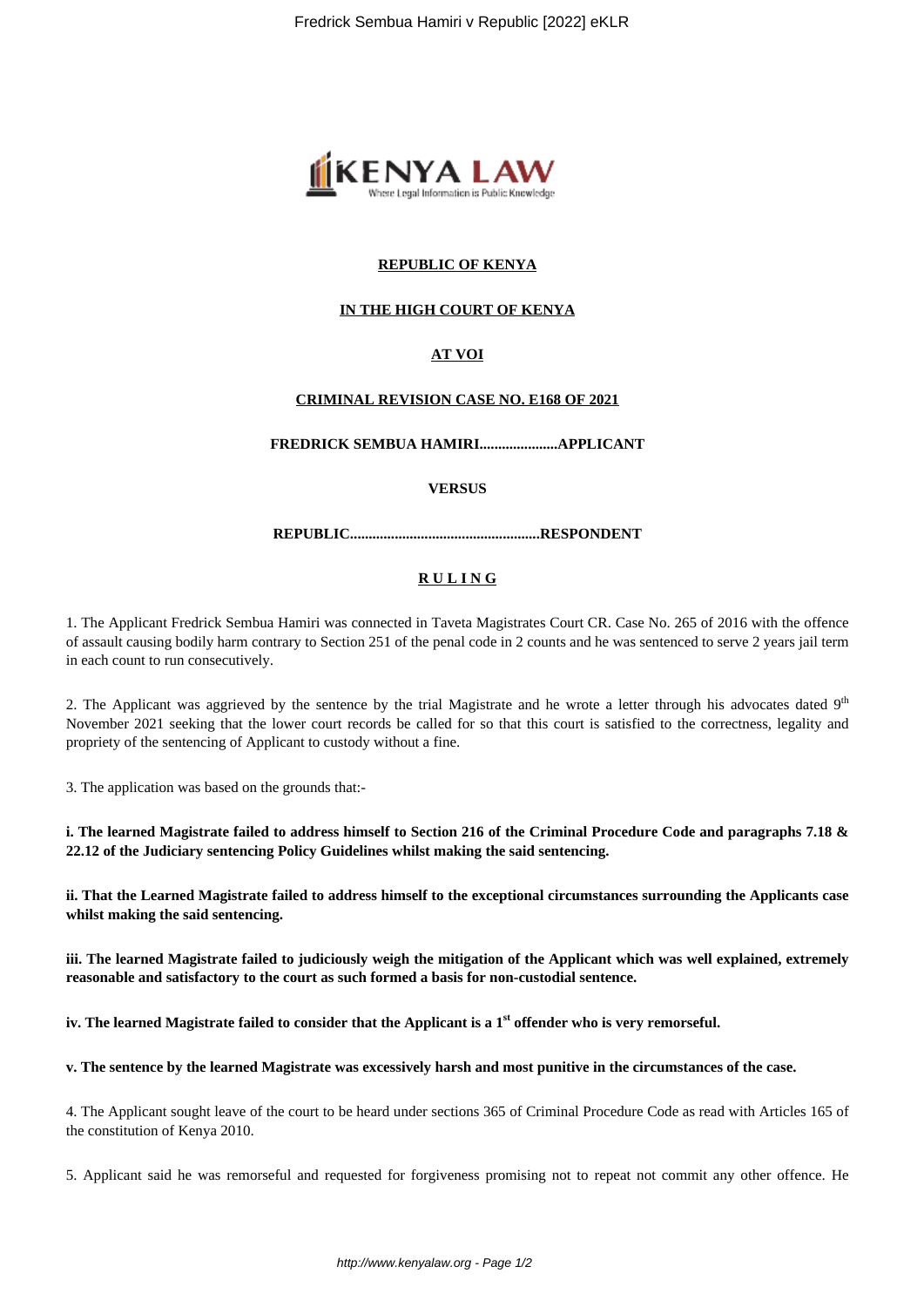**REPUBLIC OF KENYA**

**IN THE HIGH COURT OF KENYA**

**AT VOI**

**CRIMINAL REVISION CASE NO. E168 OF 2021**

**FREDRICK SEMBUA HAMIRI....................APPLICANT**

**VERSUS**

**REPUBLIC..................................................RESPONDENT**

**R U L I N G**

1. The Applicant Fredrick Sembua Hamiri was connected in Taveta Magistrates Court CR. Case No. 265 of 2016 with the offence of assault causing bodily harm contrary to Section 251 of the penal code in 2 counts and he was sentenced to serve 2 years jail term in each count to run consecutively.

2. The Applicant was aggrieved by the sentence by the trial Magistrate and he wrote a letter through his advocates dated 9th November 2021 seeking that the lower court records be called for so that this court is satisfied to the correctness, legality and propriety of the sentencing of Applicant to custody without a fine.

3. The application was based on the grounds that:-

**i. The learned Magistrate failed to address himself to Section 216 of the Criminal Procedure Code and paragraphs 7.18 & 22.12 of the Judiciary sentencing Policy Guidelines whilst making the said sentencing.**

**ii. That the Learned Magistrate failed to address himself to the exceptional circumstances surrounding the Applicants case whilst making the said sentencing.**

**iii. The learned Magistrate failed to judiciously weigh the mitigation of the Applicant which was well explained, extremely reasonable and satisfactory to the court as such formed a basis for non-custodial sentence.**

**iv. The learned Magistrate failed to consider that the Applicant is a 1st offender who is very remorseful.**

**v. The sentence by the learned Magistrate was excessively harsh and most punitive in the circumstances of the case.**

4. The Applicant sought leave of the court to be heard under sections 365 of Criminal Procedure Code as read with Articles 165 of the constitution of Kenya 2010.

5. Applicant said he was remorseful and requested for forgiveness promising not to repeat not commit any other offence. He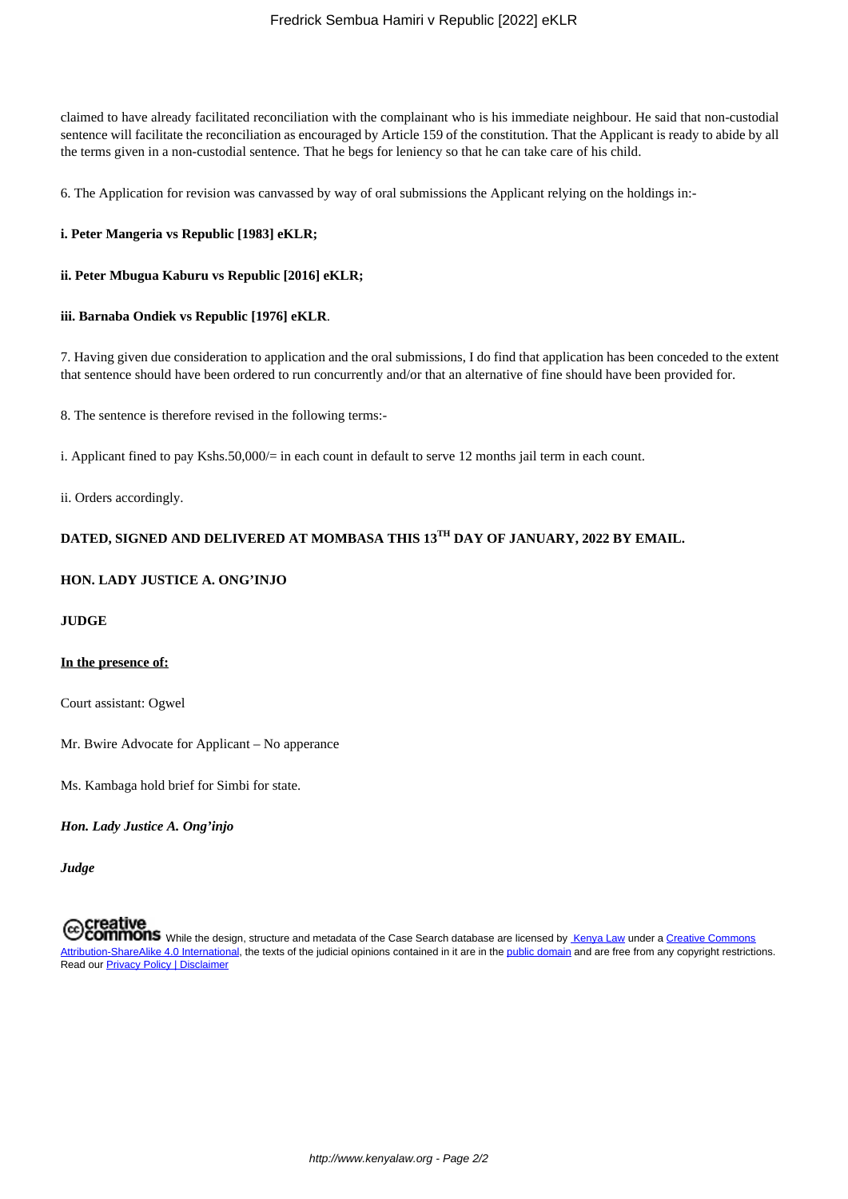claimed to have already facilitated reconciliation with the complainant who is his immediate neighbour. He said that non-custodial sentence will facilitate the reconciliation as encouraged by Article 159 of the constitution. That the Applicant is ready to abide by all the terms given in a non-custodial sentence. That he begs for leniency so that he can take care of his child.

6. The Application for revision was canvassed by way of oral submissions the Applicant relying on the holdings in:-

**i. Peter Mangeria vs Republic [1983] eKLR;**

**ii. Peter Mbugua Kaburu vs Republic [2016] eKLR;**

**iii. Barnaba Ondiek vs Republic [1976] eKLR**.

7. Having given due consideration to application and the oral submissions, I do find that application has been conceded to the extent that sentence should have been ordered to run concurrently and/or that an alternative of fine should have been provided for.

8. The sentence is therefore revised in the following terms:-

i. Applicant fined to pay Kshs.50,000/= in each count in default to serve 12 months jail term in each count.

ii. Orders accordingly.

**DATED, SIGNED AND DELIVERED AT MOMBASA THIS 13TH DAY OF JANUARY, 2022 BY EMAIL.**

**HON. LADY JUSTICE A. ONG'INJO**

**JUDGE**

**In the presence of:**

Court assistant: Ogwel

Mr. Bwire Advocate for Applicant – No apperance

Ms. Kambaga hold brief for Simbi for state.

***Hon. Lady Justice A. Ong'injo***

***Judge***

While the design, structure and metadata of the Case Search database are licensed by Kenya Law under a Creative Commons Attribution-ShareAlike 4.0 International, the texts of the judicial opinions contained in it are in the public domain and are free from any copyright restrictions. Read our Privacy Policy | Disclaimer